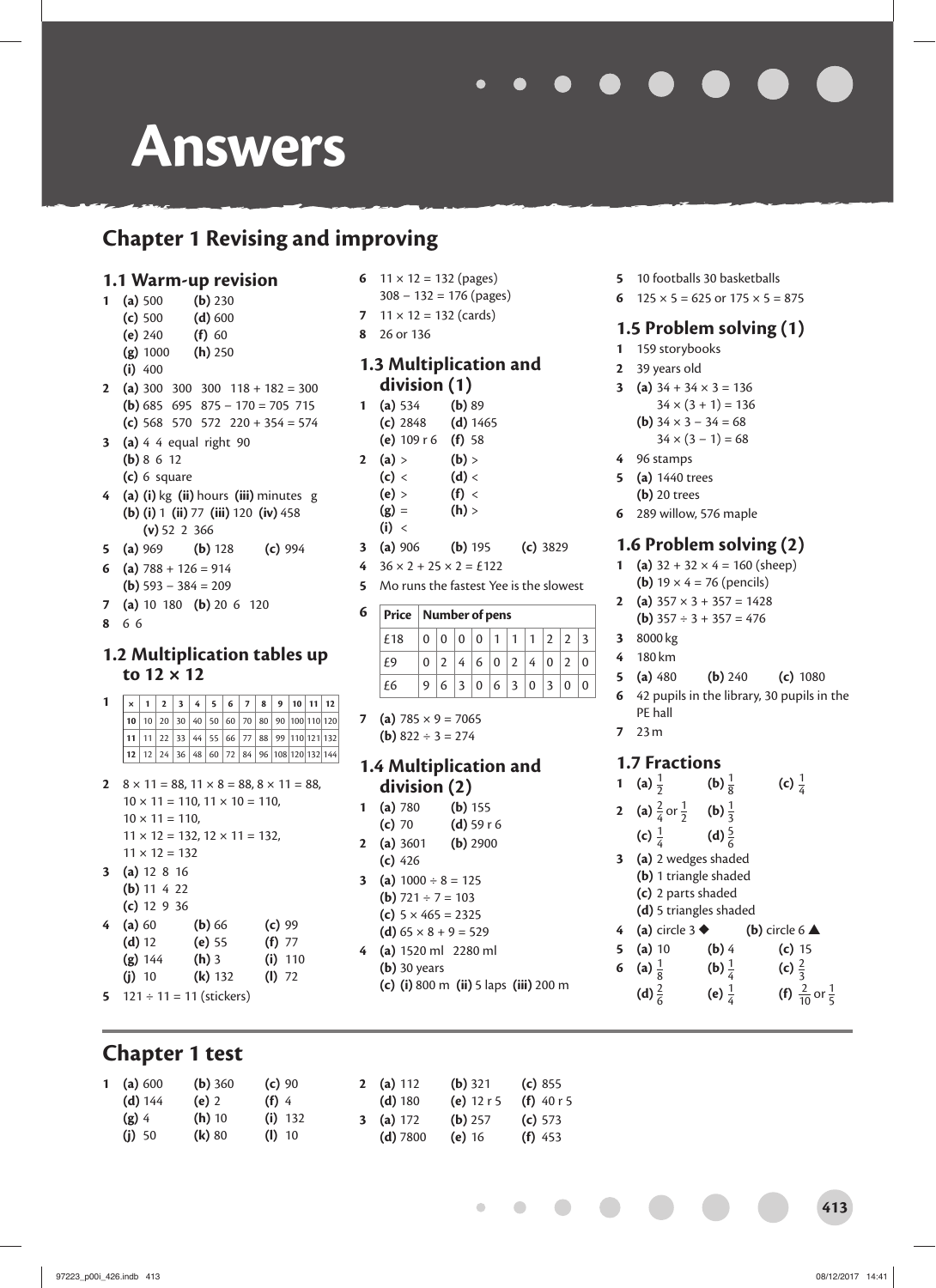# Answers

## Chapter 1 Revising and improving

### 1.1 Warm-up revision

1. (a) 500 (b) 230
   (c) 500 (d) 600
   (e) 240 (f) 60
   (g) 1000 (h) 250
   (i) 400
2. (a) 300 300 300 118 + 182 = 300
   (b) 685 695 875 − 170 = 705 715
   (c) 568 570 572 220 + 354 = 574
3. (a) 4 4 equal right 90
   (b) 8 6 12
   (c) 6 square
4. (a) (i) kg (ii) hours (iii) minutes g
   (b) (i) 1 (ii) 77 (iii) 120 (iv) 458
   (v) 52 2 366
5. (a) 969 (b) 128 (c) 994
6. (a) 788 + 126 = 914
   (b) 593 − 384 = 209
7. (a) 10 180 (b) 20 6 120
8. 6 6

### 1.2 Multiplication tables up to 12 × 12

1.

| × | 1 | 2 | 3 | 4 | 5 | 6 | 7 | 8 | 9 | 10 | 11 | 12 |
|---|---|---|---|---|---|---|---|---|---|---|---|---|
| 10 | 10 | 20 | 30 | 40 | 50 | 60 | 70 | 80 | 90 | 100 | 110 | 120 |
| 11 | 11 | 22 | 33 | 44 | 55 | 66 | 77 | 88 | 99 | 110 | 121 | 132 |
| 12 | 12 | 24 | 36 | 48 | 60 | 72 | 84 | 96 | 108 | 120 | 132 | 144 |

2. 8 × 11 = 88, 11 × 8 = 88, 8 × 11 = 88,
   10 × 11 = 110, 11 × 10 = 110,
   10 × 11 = 110,
   11 × 12 = 132, 12 × 11 = 132,
   11 × 12 = 132
3. (a) 12 8 16
   (b) 11 4 22
   (c) 12 9 36
4. (a) 60 (b) 66 (c) 99
   (d) 12 (e) 55 (f) 77
   (g) 144 (h) 3 (i) 110
   (j) 10 (k) 132 (l) 72
5. 121 ÷ 11 = 11 (stickers)
6. 11 × 12 = 132 (pages)
   308 − 132 = 176 (pages)
7. 11 × 12 = 132 (cards)
8. 26 or 136

### 1.3 Multiplication and division (1)

1. (a) 534 (b) 89
   (c) 2848 (d) 1465
   (e) 109 r 6 (f) 58
2. (a) > (b) >
   (c) < (d) <
   (e) > (f) <
   (g) = (h) >
   (i) <
3. (a) 906 (b) 195 (c) 3829
4. 36 × 2 + 25 × 2 = £122
5. Mo runs the fastest Yee is the slowest
6.

| Price | Number of pens | | | | | | | | | |
|---|---|---|---|---|---|---|---|---|---|---|
| £18 | 0 | 0 | 0 | 0 | 1 | 1 | 1 | 2 | 2 | 3 |
| £9 | 0 | 2 | 4 | 6 | 0 | 2 | 4 | 0 | 2 | 0 |
| £6 | 9 | 6 | 3 | 0 | 6 | 3 | 0 | 3 | 0 | 0 |

7. (a) 785 × 9 = 7065
   (b) 822 ÷ 3 = 274

### 1.4 Multiplication and division (2)

1. (a) 780 (b) 155
   (c) 70 (d) 59 r 6
2. (a) 3601 (b) 2900
   (c) 426
3. (a) 1000 ÷ 8 = 125
   (b) 721 ÷ 7 = 103
   (c) 5 × 465 = 2325
   (d) 65 × 8 + 9 = 529
4. (a) 1520 ml 2280 ml
   (b) 30 years
   (c) (i) 800 m (ii) 5 laps (iii) 200 m
5. 10 footballs 30 basketballs
6. 125 × 5 = 625 or 175 × 5 = 875

### 1.5 Problem solving (1)

1. 159 storybooks
2. 39 years old
3. (a) 34 + 34 × 3 = 136
   34 × (3 + 1) = 136
   (b) 34 × 3 − 34 = 68
   34 × (3 − 1) = 68
4. 96 stamps
5. (a) 1440 trees
   (b) 20 trees
6. 289 willow, 576 maple

### 1.6 Problem solving (2)

1. (a) 32 + 32 × 4 = 160 (sheep)
   (b) 19 × 4 = 76 (pencils)
2. (a) 357 × 3 + 357 = 1428
   (b) 357 ÷ 3 + 357 = 476
3. 8000 kg
4. 180 km
5. (a) 480 (b) 240 (c) 1080
6. 42 pupils in the library, 30 pupils in the PE hall
7. 23 m

### 1.7 Fractions

1. (a) $\frac{1}{2}$ (b) $\frac{1}{8}$ (c) $\frac{1}{4}$
2. (a) $\frac{2}{4}$ or $\frac{1}{2}$ (b) $\frac{1}{3}$
   (c) $\frac{1}{4}$ (d) $\frac{5}{6}$
3. (a) 2 wedges shaded
   (b) 1 triangle shaded
   (c) 2 parts shaded
   (d) 5 triangles shaded
4. (a) circle 3 ◆ (b) circle 6 ▲
5. (a) 10 (b) 4 (c) 15
6. (a) $\frac{1}{8}$ (b) $\frac{1}{4}$ (c) $\frac{2}{3}$
   (d) $\frac{2}{6}$ (e) $\frac{1}{4}$ (f) $\frac{2}{10}$ or $\frac{1}{5}$

## Chapter 1 test

1. (a) 600 (b) 360 (c) 90
   (d) 144 (e) 2 (f) 4
   (g) 4 (h) 10 (i) 132
   (j) 50 (k) 80 (l) 10
2. (a) 112 (b) 321 (c) 855
   (d) 180 (e) 12 r 5 (f) 40 r 5
3. (a) 172 (b) 257 (c) 573
   (d) 7800 (e) 16 (f) 453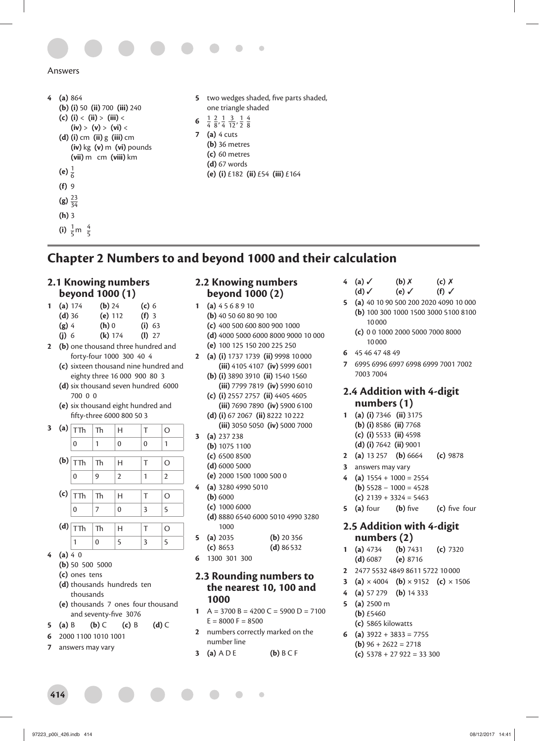Answers

4 **(a)** 864
**(b)** **(i)** 50 **(ii)** 700 **(iii)** 240
**(c)** **(i)** < **(ii)** > **(iii)** <
**(iv)** > **(v)** > **(vi)** <
**(d)** **(i)** cm **(ii)** g **(iii)** cm
**(iv)** kg **(v)** m **(vi)** pounds
**(vii)** m cm **(viii)** km
**(e)** $\frac{1}{6}$
**(f)** 9
**(g)** $\frac{23}{34}$
**(h)** 3
**(i)** $\frac{1}{5}$m $\frac{4}{5}$

5 two wedges shaded, five parts shaded, one triangle shaded

6 $\frac{1}{4}$ $\frac{2}{8}$, $\frac{1}{4}$ $\frac{3}{12}$, $\frac{1}{2}$ $\frac{4}{8}$

7 **(a)** 4 cuts
**(b)** 36 metres
**(c)** 60 metres
**(d)** 67 words
**(e)** **(i)** £182 **(ii)** £54 **(iii)** £164

# Chapter 2 Numbers to and beyond 1000 and their calculation

## 2.1 Knowing numbers beyond 1000 (1)

1 **(a)** 174 **(b)** 24 **(c)** 6
**(d)** 36 **(e)** 112 **(f)** 3
**(g)** 4 **(h)** 0 **(i)** 63
**(j)** 6 **(k)** 174 **(l)** 27

2 **(b)** one thousand three hundred and forty-four 1000 300 40 4
**(c)** sixteen thousand nine hundred and eighty three 16 000 900 80 3
**(d)** six thousand seven hundred 6000 700 0 0
**(e)** six thousand eight hundred and fifty-three 6000 800 50 3

3 **(a)**

| TTh | Th | H | T | O |
|---|---|---|---|---|
| 0 | 1 | 0 | 0 | 1 |

**(b)**

| TTh | Th | H | T | O |
|---|---|---|---|---|
| 0 | 9 | 2 | 1 | 2 |

**(c)**

| TTh | Th | H | T | O |
|---|---|---|---|---|
| 0 | 7 | 0 | 3 | 5 |

**(d)**

| TTh | Th | H | T | O |
|---|---|---|---|---|
| 1 | 0 | 5 | 3 | 5 |

4 **(a)** 4 0
**(b)** 50 500 5000
**(c)** ones tens
**(d)** thousands hundreds ten thousands
**(e)** thousands 7 ones four thousand and seventy-five 3076

5 **(a)** B **(b)** C **(c)** B **(d)** C

6 2000 1100 1010 1001

7 answers may vary

## 2.2 Knowing numbers beyond 1000 (2)

1 **(a)** 4 5 6 8 9 10
**(b)** 40 50 60 80 90 100
**(c)** 400 500 600 800 900 1000
**(d)** 4000 5000 6000 8000 9000 10 000
**(e)** 100 125 150 200 225 250

2 **(a)** **(i)** 1737 1739 **(ii)** 9998 10 000
**(iii)** 4105 4107 **(iv)** 5999 6001
**(b)** **(i)** 3890 3910 **(ii)** 1540 1560
**(iii)** 7799 7819 **(iv)** 5990 6010
**(c)** **(i)** 2557 2757 **(ii)** 4405 4605
**(iii)** 7690 7890 **(iv)** 5900 6100
**(d)** **(i)** 67 2067 **(ii)** 8222 10 222
**(iii)** 3050 5050 **(iv)** 5000 7000

3 **(a)** 237 238
**(b)** 1075 1100
**(c)** 6500 8500
**(d)** 6000 5000
**(e)** 2000 1500 1000 500 0

4 **(a)** 3280 4990 5010
**(b)** 6000
**(c)** 1000 6000
**(d)** 8880 6540 6000 5010 4990 3280 1000

5 **(a)** 2035 **(b)** 20 356
**(c)** 8653 **(d)** 86 532

6 1300 301 300

## 2.3 Rounding numbers to the nearest 10, 100 and 1000

1 A = 3700 B = 4200 C = 5900 D = 7100 E = 8000 F = 8500

2 numbers correctly marked on the number line

3 **(a)** A D E **(b)** B C F

4 **(a)** ✓ **(b)** ✗ **(c)** ✗
**(d)** ✓ **(e)** ✓ **(f)** ✓

5 **(a)** 40 10 90 500 200 2020 4090 10 000
**(b)** 100 300 1000 1500 3000 5100 8100 10 000
**(c)** 0 0 1000 2000 5000 7000 8000 10 000

6 45 46 47 48 49

7 6995 6996 6997 6998 6999 7001 7002 7003 7004

## 2.4 Addition with 4-digit numbers (1)

1 **(a)** **(i)** 7346 **(ii)** 3175
**(b)** **(i)** 8586 **(ii)** 7768
**(c)** **(i)** 5533 **(ii)** 4598
**(d)** **(i)** 7642 **(ii)** 9001

2 **(a)** 13 257 **(b)** 6664 **(c)** 9878

3 answers may vary

4 **(a)** 1554 + 1000 = 2554
**(b)** 5528 − 1000 = 4528
**(c)** 2139 + 3324 = 5463

5 **(a)** four **(b)** five **(c)** five four

## 2.5 Addition with 4-digit numbers (2)

1 **(a)** 4734 **(b)** 7431 **(c)** 7320
**(d)** 6087 **(e)** 8716

2 2477 5532 4849 8611 5722 10 000

3 **(a)** × 4004 **(b)** × 9152 **(c)** × 1506

4 **(a)** 57 279 **(b)** 14 333

5 **(a)** 2500 m
**(b)** £5460
**(c)** 5865 kilowatts

6 **(a)** 3922 + 3833 = 7755
**(b)** 96 + 2622 = 2718
**(c)** 5378 + 27 922 = 33 300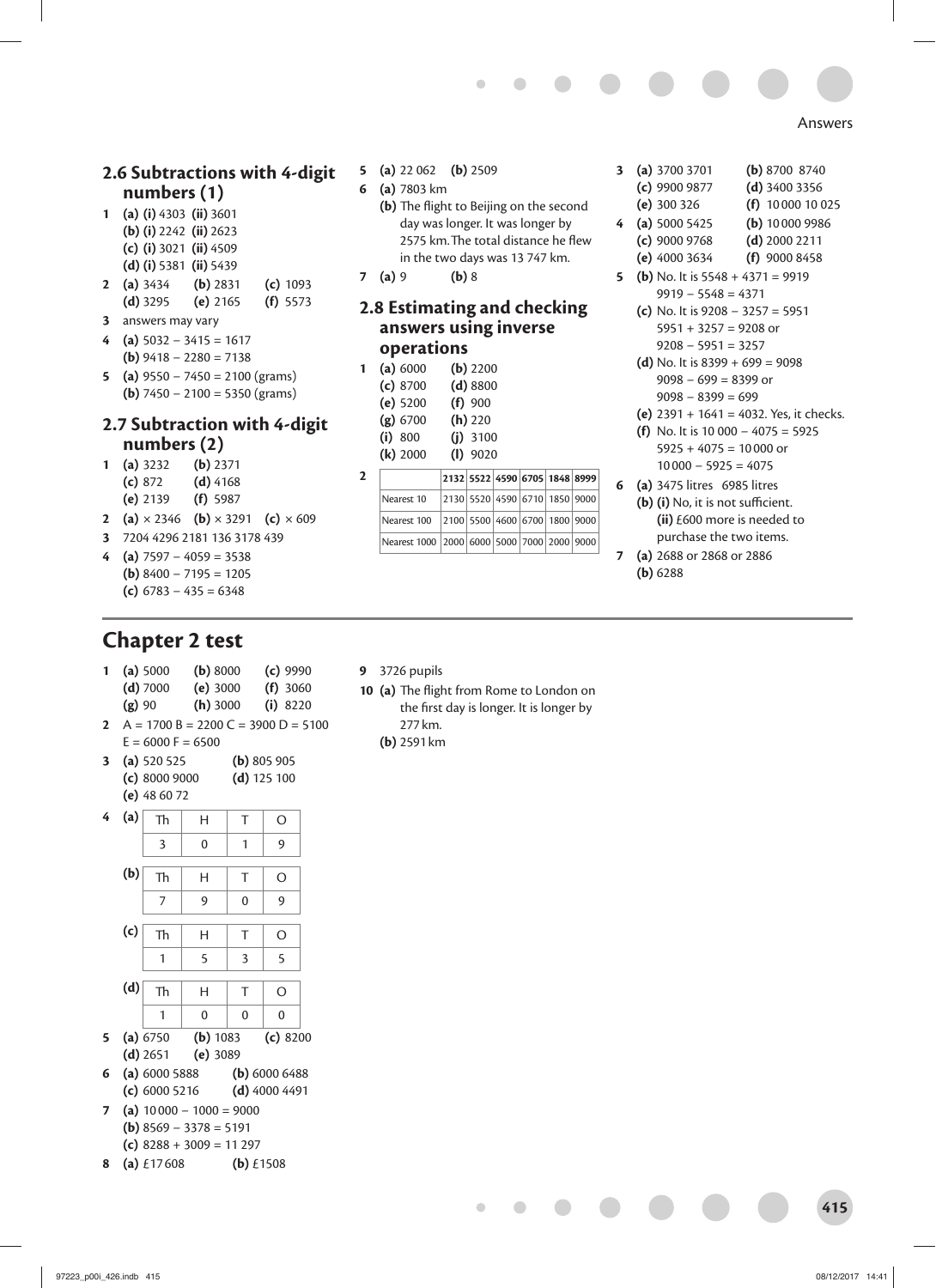## 2.6 Subtractions with 4-digit numbers (1)

1. **(a)** **(i)** 4303 **(ii)** 3601
   **(b)** **(i)** 2242 **(ii)** 2623
   **(c)** **(i)** 3021 **(ii)** 4509
   **(d)** **(i)** 5381 **(ii)** 5439
2. **(a)** 3434 **(b)** 2831 **(c)** 1093
   **(d)** 3295 **(e)** 2165 **(f)** 5573
3. answers may vary
4. **(a)** 5032 − 3415 = 1617
   **(b)** 9418 − 2280 = 7138
5. **(a)** 9550 − 7450 = 2100 (grams)
   **(b)** 7450 − 2100 = 5350 (grams)

## 2.7 Subtraction with 4-digit numbers (2)

1. **(a)** 3232 **(b)** 2371
   **(c)** 872 **(d)** 4168
   **(e)** 2139 **(f)** 5987
2. **(a)** × 2346 **(b)** × 3291 **(c)** × 609
3. 7204 4296 2181 136 3178 439
4. **(a)** 7597 − 4059 = 3538
   **(b)** 8400 − 7195 = 1205
   **(c)** 6783 − 435 = 6348
5. **(a)** 22 062 **(b)** 2509
6. **(a)** 7803 km
   **(b)** The flight to Beijing on the second day was longer. It was longer by 2575 km. The total distance he flew in the two days was 13 747 km.
7. **(a)** 9 **(b)** 8

## 2.8 Estimating and checking answers using inverse operations

1. **(a)** 6000 **(b)** 2200
   **(c)** 8700 **(d)** 8800
   **(e)** 5200 **(f)** 900
   **(g)** 6700 **(h)** 220
   **(i)** 800 **(j)** 3100
   **(k)** 2000 **(l)** 9020
2.

| | 2132 | 5522 | 4590 | 6705 | 1848 | 8999 |
|---|---|---|---|---|---|---|
| Nearest 10 | 2130 | 5520 | 4590 | 6710 | 1850 | 9000 |
| Nearest 100 | 2100 | 5500 | 4600 | 6700 | 1800 | 9000 |
| Nearest 1000 | 2000 | 6000 | 5000 | 7000 | 2000 | 9000 |

3. **(a)** 3700 3701 **(b)** 8700 8740
   **(c)** 9900 9877 **(d)** 3400 3356
   **(e)** 300 326 **(f)** 10 000 10 025
4. **(a)** 5000 5425 **(b)** 10 000 9986
   **(c)** 9000 9768 **(d)** 2000 2211
   **(e)** 4000 3634 **(f)** 9000 8458
5. **(b)** No. It is 5548 + 4371 = 9919
   9919 − 5548 = 4371
   **(c)** No. It is 9208 − 3257 = 5951
   5951 + 3257 = 9208 or
   9208 − 5951 = 3257
   **(d)** No. It is 8399 + 699 = 9098
   9098 − 699 = 8399 or
   9098 − 8399 = 699
   **(e)** 2391 + 1641 = 4032. Yes, it checks.
   **(f)** No. It is 10 000 − 4075 = 5925
   5925 + 4075 = 10 000 or
   10 000 − 5925 = 4075
6. **(a)** 3475 litres 6985 litres
   **(b)** **(i)** No, it is not sufficient.
   **(ii)** £600 more is needed to purchase the two items.
7. **(a)** 2688 or 2868 or 2886
   **(b)** 6288

# Chapter 2 test

1. **(a)** 5000 **(b)** 8000 **(c)** 9990
   **(d)** 7000 **(e)** 3000 **(f)** 3060
   **(g)** 90 **(h)** 3000 **(i)** 8220
2. A = 1700 B = 2200 C = 3900 D = 5100
   E = 6000 F = 6500
3. **(a)** 520 525 **(b)** 805 905
   **(c)** 8000 9000 **(d)** 125 100
   **(e)** 48 60 72
4. **(a)**

| Th | H | T | O |
|---|---|---|---|
| 3 | 0 | 1 | 9 |

**(b)**

| Th | H | T | O |
|---|---|---|---|
| 7 | 9 | 0 | 9 |

**(c)**

| Th | H | T | O |
|---|---|---|---|
| 1 | 5 | 3 | 5 |

**(d)**

| Th | H | T | O |
|---|---|---|---|
| 1 | 0 | 0 | 0 |

5. **(a)** 6750 **(b)** 1083 **(c)** 8200
   **(d)** 2651 **(e)** 3089
6. **(a)** 6000 5888 **(b)** 6000 6488
   **(c)** 6000 5216 **(d)** 4000 4491
7. **(a)** 10 000 − 1000 = 9000
   **(b)** 8569 − 3378 = 5191
   **(c)** 8288 + 3009 = 11 297
8. **(a)** £17 608 **(b)** £1508
9. 3726 pupils
10. **(a)** The flight from Rome to London on the first day is longer. It is longer by 277 km.
    **(b)** 2591 km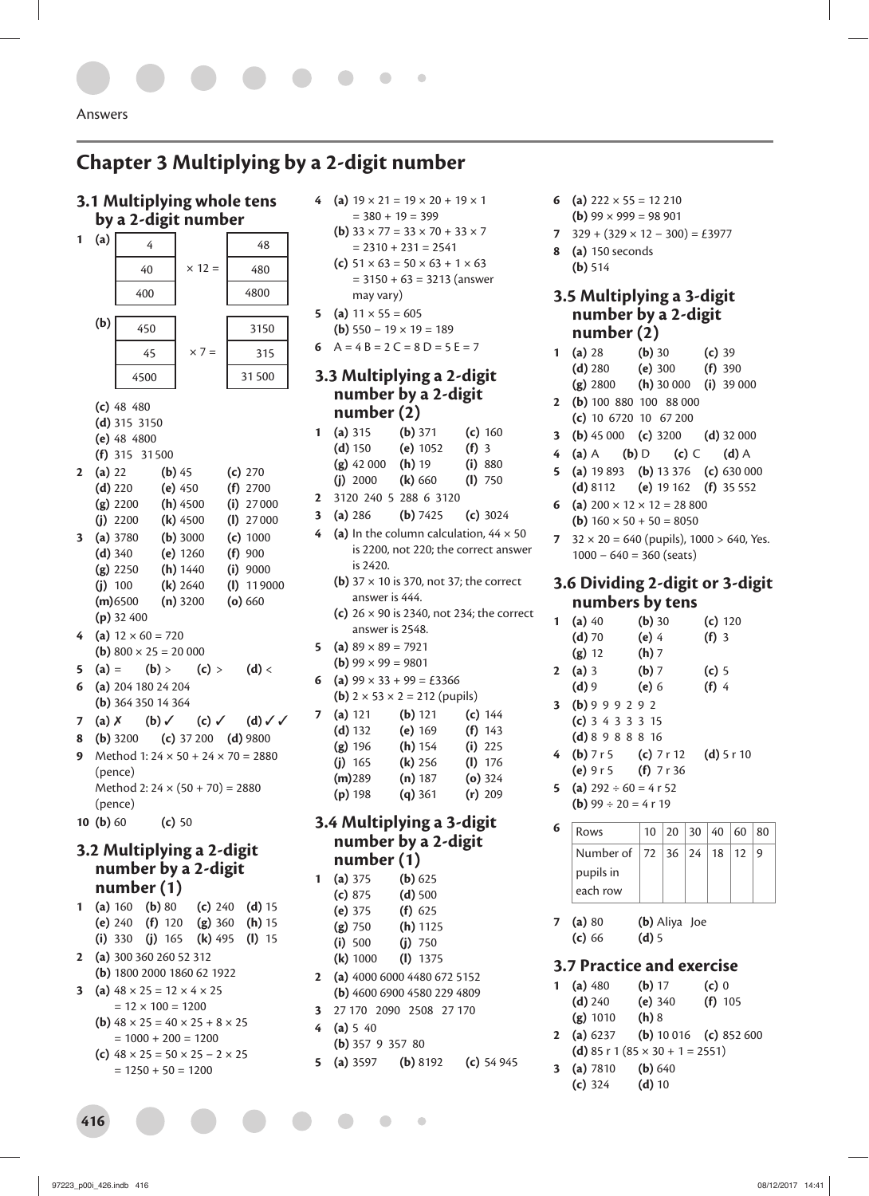# Chapter 3 Multiplying by a 2-digit number

## 3.1 Multiplying whole tens by a 2-digit number

**1** **(a)**

| | | |
|---|---|---|
| 4 | | 48 |
| 40 | × 12 = | 480 |
| 400 | | 4800 |

**(b)**

| | | |
|---|---|---|
| 450 | | 3150 |
| 45 | × 7 = | 315 |
| 4500 | | 31 500 |

**(c)** 48 480
**(d)** 315 3150
**(e)** 48 4800
**(f)** 315 31 500

**2** **(a)** 22 **(b)** 45 **(c)** 270 **(d)** 220 **(e)** 450 **(f)** 2700 **(g)** 2200 **(h)** 4500 **(i)** 27 000 **(j)** 2200 **(k)** 4500 **(l)** 27 000

**3** **(a)** 3780 **(b)** 3000 **(c)** 1000 **(d)** 340 **(e)** 1260 **(f)** 900 **(g)** 2250 **(h)** 1440 **(i)** 9000 **(j)** 100 **(k)** 2640 **(l)** 119 000 **(m)** 6500 **(n)** 3200 **(o)** 660 **(p)** 32 400

**4** **(a)** 12 × 60 = 720
**(b)** 800 × 25 = 20 000

**5** **(a)** = **(b)** > **(c)** > **(d)** <

**6** **(a)** 204 180 24 204
**(b)** 364 350 14 364

**7** **(a)** ✗ **(b)** ✓ **(c)** ✓ **(d)** ✓✓

**8** **(b)** 3200 **(c)** 37 200 **(d)** 9800

**9** Method 1: 24 × 50 + 24 × 70 = 2880 (pence)
Method 2: 24 × (50 + 70) = 2880 (pence)

**10** **(b)** 60 **(c)** 50

## 3.2 Multiplying a 2-digit number by a 2-digit number (1)

**1** **(a)** 160 **(b)** 80 **(c)** 240 **(d)** 15 **(e)** 240 **(f)** 120 **(g)** 360 **(h)** 15 **(i)** 330 **(j)** 165 **(k)** 495 **(l)** 15

**2** **(a)** 300 360 260 52 312
**(b)** 1800 2000 1860 62 1922

**3** **(a)** 48 × 25 = 12 × 4 × 25
= 12 × 100 = 1200
**(b)** 48 × 25 = 40 × 25 + 8 × 25
= 1000 + 200 = 1200
**(c)** 48 × 25 = 50 × 25 − 2 × 25
= 1250 + 50 = 1200

**4** **(a)** 19 × 21 = 19 × 20 + 19 × 1
= 380 + 19 = 399
**(b)** 33 × 77 = 33 × 70 + 33 × 7
= 2310 + 231 = 2541
**(c)** 51 × 63 = 50 × 63 + 1 × 63
= 3150 + 63 = 3213 (answer may vary)

**5** **(a)** 11 × 55 = 605
**(b)** 550 − 19 × 19 = 189

**6** A = 4 B = 2 C = 8 D = 5 E = 7

## 3.3 Multiplying a 2-digit number by a 2-digit number (2)

**1** **(a)** 315 **(b)** 371 **(c)** 160 **(d)** 150 **(e)** 1052 **(f)** 3 **(g)** 42 000 **(h)** 19 **(i)** 880 **(j)** 2000 **(k)** 660 **(l)** 750

**2** 3120 240 5 288 6 3120

**3** **(a)** 286 **(b)** 7425 **(c)** 3024

**4** **(a)** In the column calculation, 44 × 50 is 2200, not 220; the correct answer is 2420.
**(b)** 37 × 10 is 370, not 37; the correct answer is 444.
**(c)** 26 × 90 is 2340, not 234; the correct answer is 2548.

**5** **(a)** 89 × 89 = 7921
**(b)** 99 × 99 = 9801

**6** **(a)** 99 × 33 + 99 = £3366
**(b)** 2 × 53 × 2 = 212 (pupils)

**7** **(a)** 121 **(b)** 121 **(c)** 144 **(d)** 132 **(e)** 169 **(f)** 143 **(g)** 196 **(h)** 154 **(i)** 225 **(j)** 165 **(k)** 256 **(l)** 176 **(m)** 289 **(n)** 187 **(o)** 324 **(p)** 198 **(q)** 361 **(r)** 209

## 3.4 Multiplying a 3-digit number by a 2-digit number (1)

**1** **(a)** 375 **(b)** 625 **(c)** 875 **(d)** 500 **(e)** 375 **(f)** 625 **(g)** 750 **(h)** 1125 **(i)** 500 **(j)** 750 **(k)** 1000 **(l)** 1375

**2** **(a)** 4000 6000 4480 672 5152
**(b)** 4600 6900 4580 229 4809

**3** 27 170 2090 2508 27 170

**4** **(a)** 5 40
**(b)** 357 9 357 80

**5** **(a)** 3597 **(b)** 8192 **(c)** 54 945

**6** **(a)** 222 × 55 = 12 210
**(b)** 99 × 999 = 98 901

**7** 329 + (329 × 12 − 300) = £3977

**8** **(a)** 150 seconds
**(b)** 514

## 3.5 Multiplying a 3-digit number by a 2-digit number (2)

**1** **(a)** 28 **(b)** 30 **(c)** 39 **(d)** 280 **(e)** 300 **(f)** 390 **(g)** 2800 **(h)** 30 000 **(i)** 39 000

**2** **(b)** 100 880 100 88 000
**(c)** 10 6720 10 67 200

**3** **(b)** 45 000 **(c)** 3200 **(d)** 32 000

**4** **(a)** A **(b)** D **(c)** C **(d)** A

**5** **(a)** 19 893 **(b)** 13 376 **(c)** 630 000 **(d)** 8112 **(e)** 19 162 **(f)** 35 552

**6** **(a)** 200 × 12 × 12 = 28 800
**(b)** 160 × 50 + 50 = 8050

**7** 32 × 20 = 640 (pupils), 1000 > 640, Yes.
1000 − 640 = 360 (seats)

## 3.6 Dividing 2-digit or 3-digit numbers by tens

**1** **(a)** 40 **(b)** 30 **(c)** 120 **(d)** 70 **(e)** 4 **(f)** 3 **(g)** 12 **(h)** 7

**2** **(a)** 3 **(b)** 7 **(c)** 5 **(d)** 9 **(e)** 6 **(f)** 4

**3** **(b)** 9 9 9 2 9 2
**(c)** 3 4 3 3 3 15
**(d)** 8 9 8 8 8 16

**4** **(b)** 7 r 5 **(c)** 7 r 12 **(d)** 5 r 10 **(e)** 9 r 5 **(f)** 7 r 36

**5** **(a)** 292 ÷ 60 = 4 r 52
**(b)** 99 ÷ 20 = 4 r 19

**6**

| Rows | 10 | 20 | 30 | 40 | 60 | 80 |
|---|---|---|---|---|---|---|
| Number of pupils in each row | 72 | 36 | 24 | 18 | 12 | 9 |

**7** **(a)** 80 **(b)** Aliya Joe **(c)** 66 **(d)** 5

## 3.7 Practice and exercise

**1** **(a)** 480 **(b)** 17 **(c)** 0 **(d)** 240 **(e)** 340 **(f)** 105 **(g)** 1010 **(h)** 8

**2** **(a)** 6237 **(b)** 10 016 **(c)** 852 600
**(d)** 85 r 1 (85 × 30 + 1 = 2551)

**3** **(a)** 7810 **(b)** 640 **(c)** 324 **(d)** 10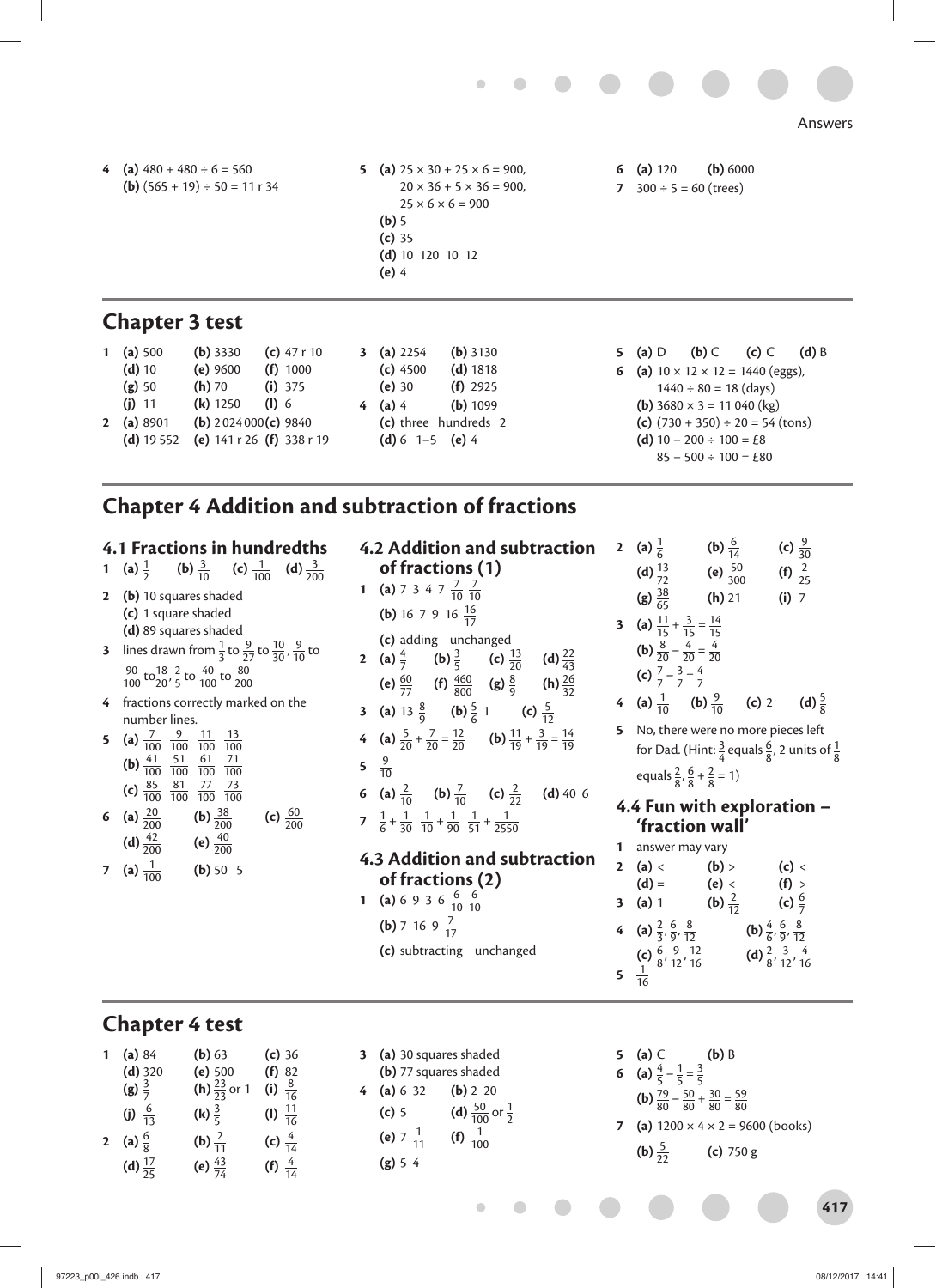**4** **(a)** $480 + 480 \div 6 = 560$
**(b)** $(565 + 19) \div 50 = 11$ r 34

**5** **(a)** $25 \times 30 + 25 \times 6 = 900$,
$20 \times 36 + 5 \times 36 = 900$,
$25 \times 6 \times 6 = 900$
**(b)** 5
**(c)** 35
**(d)** 10 120 10 12
**(e)** 4

**6** **(a)** 120 **(b)** 6000

**7** $300 \div 5 = 60$ (trees)

## Chapter 3 test

**1** **(a)** 500 **(b)** 3330 **(c)** 47 r 10
**(d)** 10 **(e)** 9600 **(f)** 1000
**(g)** 50 **(h)** 70 **(i)** 375
**(j)** 11 **(k)** 1250 **(l)** 6

**2** **(a)** 8901 **(b)** 2 024 000 **(c)** 9840
**(d)** 19 552 **(e)** 141 r 26 **(f)** 338 r 19

**3** **(a)** 2254 **(b)** 3130
**(c)** 4500 **(d)** 1818
**(e)** 30 **(f)** 2925

**4** **(a)** 4 **(b)** 1099
**(c)** three hundreds 2
**(d)** 6 1–5 **(e)** 4

**5** **(a)** D **(b)** C **(c)** C **(d)** B

**6** **(a)** $10 \times 12 \times 12 = 1440$ (eggs),
$1440 \div 80 = 18$ (days)
**(b)** $3680 \times 3 = 11\,040$ (kg)
**(c)** $(730 + 350) \div 20 = 54$ (tons)
**(d)** $10 - 200 \div 100 = £8$
$85 - 500 \div 100 = £80$

# Chapter 4 Addition and subtraction of fractions

## 4.1 Fractions in hundredths

**1** **(a)** $\frac{1}{2}$ **(b)** $\frac{3}{10}$ **(c)** $\frac{1}{100}$ **(d)** $\frac{3}{200}$

**2** **(b)** 10 squares shaded
**(c)** 1 square shaded
**(d)** 89 squares shaded

**3** lines drawn from $\frac{1}{3}$ to $\frac{9}{27}$ to $\frac{10}{30}$, $\frac{9}{10}$ to $\frac{90}{100}$ to $\frac{18}{20}$, $\frac{2}{5}$ to $\frac{40}{100}$ to $\frac{80}{200}$

**4** fractions correctly marked on the number lines.

**5** **(a)** $\frac{7}{100}$ $\frac{9}{100}$ $\frac{11}{100}$ $\frac{13}{100}$
**(b)** $\frac{41}{100}$ $\frac{51}{100}$ $\frac{61}{100}$ $\frac{71}{100}$
**(c)** $\frac{85}{100}$ $\frac{81}{100}$ $\frac{77}{100}$ $\frac{73}{100}$

**6** **(a)** $\frac{20}{200}$ **(b)** $\frac{38}{200}$ **(c)** $\frac{60}{200}$
**(d)** $\frac{42}{200}$ **(e)** $\frac{40}{200}$

**7** **(a)** $\frac{1}{100}$ **(b)** 50 5

## 4.2 Addition and subtraction of fractions (1)

**1** **(a)** 7 3 4 7 $\frac{7}{10}$ $\frac{7}{10}$
**(b)** 16 7 9 16 $\frac{16}{17}$
**(c)** adding unchanged

**2** **(a)** $\frac{4}{7}$ **(b)** $\frac{3}{5}$ **(c)** $\frac{13}{20}$ **(d)** $\frac{22}{43}$
**(e)** $\frac{60}{77}$ **(f)** $\frac{460}{800}$ **(g)** $\frac{8}{9}$ **(h)** $\frac{26}{32}$

**3** **(a)** 13 $\frac{8}{9}$ **(b)** $\frac{5}{6}$ 1 **(c)** $\frac{5}{12}$

**4** **(a)** $\frac{5}{20} + \frac{7}{20} = \frac{12}{20}$ **(b)** $\frac{11}{19} + \frac{3}{19} = \frac{14}{19}$

**5** $\frac{9}{10}$

**6** **(a)** $\frac{2}{10}$ **(b)** $\frac{7}{10}$ **(c)** $\frac{2}{22}$ **(d)** 40 6

**7** $\frac{1}{6} + \frac{1}{30}$ $\frac{1}{10} + \frac{1}{90}$ $\frac{1}{51} + \frac{1}{2550}$

## 4.3 Addition and subtraction of fractions (2)

**1** **(a)** 6 9 3 6 $\frac{6}{10}$ $\frac{6}{10}$
**(b)** 7 16 9 $\frac{7}{17}$
**(c)** subtracting unchanged

**2** **(a)** $\frac{1}{6}$ **(b)** $\frac{6}{14}$ **(c)** $\frac{9}{30}$
**(d)** $\frac{13}{72}$ **(e)** $\frac{50}{300}$ **(f)** $\frac{2}{25}$
**(g)** $\frac{38}{65}$ **(h)** 21 **(i)** 7

**3** **(a)** $\frac{11}{15} + \frac{3}{15} = \frac{14}{15}$
**(b)** $\frac{8}{20} - \frac{4}{20} = \frac{4}{20}$
**(c)** $\frac{7}{7} - \frac{3}{7} = \frac{4}{7}$

**4** **(a)** $\frac{1}{10}$ **(b)** $\frac{9}{10}$ **(c)** 2 **(d)** $\frac{5}{8}$

**5** No, there were no more pieces left for Dad. (Hint: $\frac{3}{4}$ equals $\frac{6}{8}$, 2 units of $\frac{1}{8}$ equals $\frac{2}{8}$, $\frac{6}{8} + \frac{2}{8} = 1$)

## 4.4 Fun with exploration – 'fraction wall'

**1** answer may vary

**2** **(a)** < **(b)** > **(c)** <
**(d)** = **(e)** < **(f)** >

**3** **(a)** 1 **(b)** $\frac{2}{12}$ **(c)** $\frac{6}{7}$

**4** **(a)** $\frac{2}{3}, \frac{6}{9}, \frac{8}{12}$ **(b)** $\frac{4}{6}, \frac{6}{9}, \frac{8}{12}$
**(c)** $\frac{6}{8}, \frac{9}{12}, \frac{12}{16}$ **(d)** $\frac{2}{8}, \frac{3}{12}, \frac{4}{16}$

**5** $\frac{1}{16}$

## Chapter 4 test

**1** **(a)** 84 **(b)** 63 **(c)** 36
**(d)** 320 **(e)** 500 **(f)** 82
**(g)** $\frac{3}{7}$ **(h)** $\frac{23}{23}$ or 1 **(i)** $\frac{8}{16}$
**(j)** $\frac{6}{13}$ **(k)** $\frac{3}{5}$ **(l)** $\frac{11}{16}$

**2** **(a)** $\frac{6}{8}$ **(b)** $\frac{2}{11}$ **(c)** $\frac{4}{14}$
**(d)** $\frac{17}{25}$ **(e)** $\frac{43}{74}$ **(f)** $\frac{4}{14}$

**3** **(a)** 30 squares shaded
**(b)** 77 squares shaded

**4** **(a)** 6 32 **(b)** 2 20
**(c)** 5 **(d)** $\frac{50}{100}$ or $\frac{1}{2}$
**(e)** 7 $\frac{1}{11}$ **(f)** $\frac{1}{100}$
**(g)** 5 4

**5** **(a)** C **(b)** B

**6** **(a)** $\frac{4}{5} - \frac{1}{5} = \frac{3}{5}$
**(b)** $\frac{79}{80} - \frac{50}{80} + \frac{30}{80} = \frac{59}{80}$

**7** **(a)** $1200 \times 4 \times 2 = 9600$ (books)
**(b)** $\frac{5}{22}$ **(c)** 750 g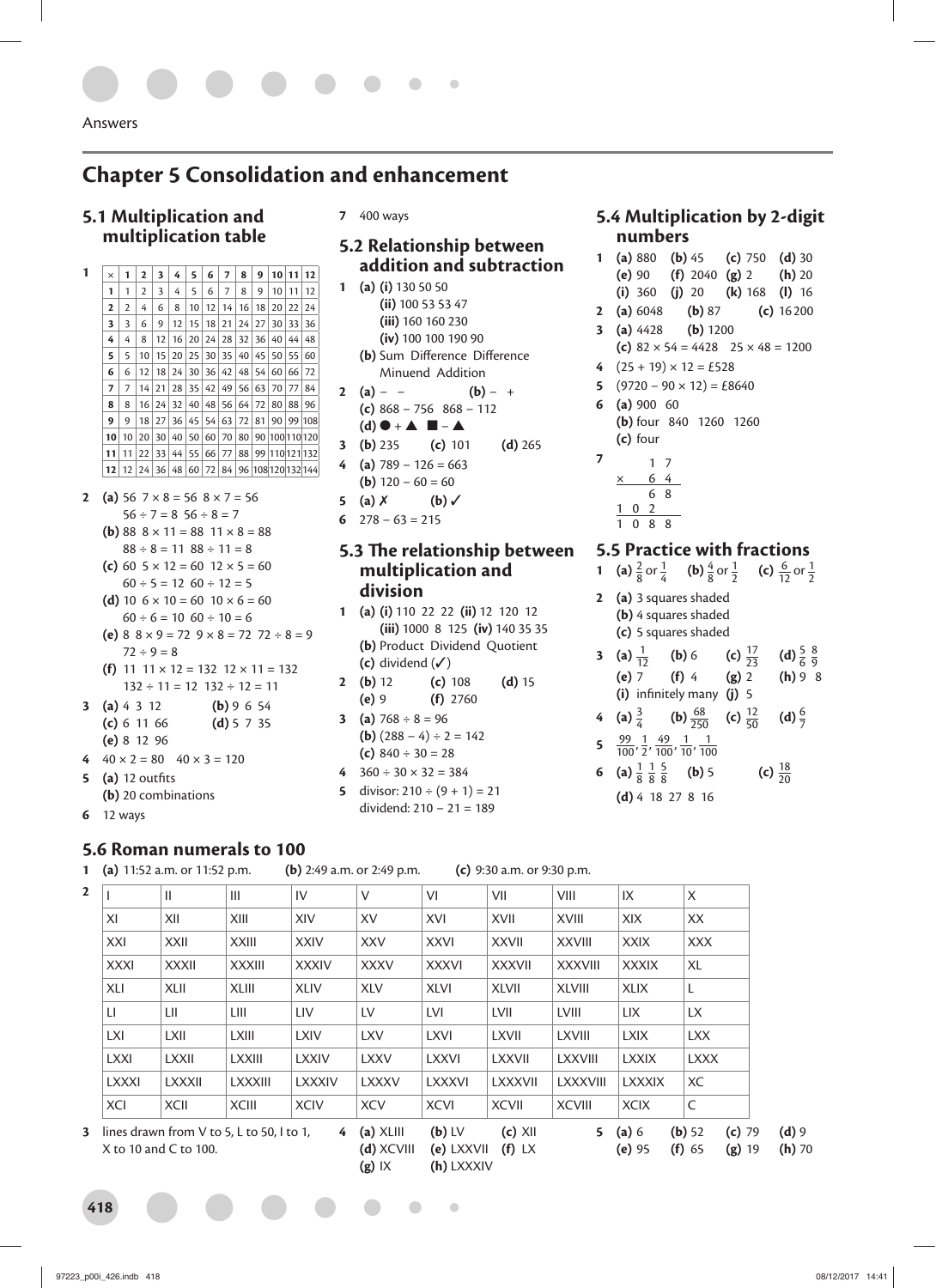# Chapter 5 Consolidation and enhancement

## 5.1 Multiplication and multiplication table

**1**

| × | 1 | 2 | 3 | 4 | 5 | 6 | 7 | 8 | 9 | 10 | 11 | 12 |
|---|---|---|---|---|---|---|---|---|---|---|---|---|
| **1** | 1 | 2 | 3 | 4 | 5 | 6 | 7 | 8 | 9 | 10 | 11 | 12 |
| **2** | 2 | 4 | 6 | 8 | 10 | 12 | 14 | 16 | 18 | 20 | 22 | 24 |
| **3** | 3 | 6 | 9 | 12 | 15 | 18 | 21 | 24 | 27 | 30 | 33 | 36 |
| **4** | 4 | 8 | 12 | 16 | 20 | 24 | 28 | 32 | 36 | 40 | 44 | 48 |
| **5** | 5 | 10 | 15 | 20 | 25 | 30 | 35 | 40 | 45 | 50 | 55 | 60 |
| **6** | 6 | 12 | 18 | 24 | 30 | 36 | 42 | 48 | 54 | 60 | 66 | 72 |
| **7** | 7 | 14 | 21 | 28 | 35 | 42 | 49 | 56 | 63 | 70 | 77 | 84 |
| **8** | 8 | 16 | 24 | 32 | 40 | 48 | 56 | 64 | 72 | 80 | 88 | 96 |
| **9** | 9 | 18 | 27 | 36 | 45 | 54 | 63 | 72 | 81 | 90 | 99 | 108 |
| **10** | 10 | 20 | 30 | 40 | 50 | 60 | 70 | 80 | 90 | 100 | 110 | 120 |
| **11** | 11 | 22 | 33 | 44 | 55 | 66 | 77 | 88 | 99 | 110 | 121 | 132 |
| **12** | 12 | 24 | 36 | 48 | 60 | 72 | 84 | 96 | 108 | 120 | 132 | 144 |

**2** **(a)** 56 $7 \times 8 = 56$ $8 \times 7 = 56$
$56 \div 7 = 8$ $56 \div 8 = 7$
**(b)** 88 $8 \times 11 = 88$ $11 \times 8 = 88$
$88 \div 8 = 11$ $88 \div 11 = 8$
**(c)** 60 $5 \times 12 = 60$ $12 \times 5 = 60$
$60 \div 5 = 12$ $60 \div 12 = 5$
**(d)** 10 $6 \times 10 = 60$ $10 \times 6 = 60$
$60 \div 6 = 10$ $60 \div 10 = 6$
**(e)** 8 $8 \times 9 = 72$ $9 \times 8 = 72$ $72 \div 8 = 9$
$72 \div 9 = 8$
**(f)** 11 $11 \times 12 = 132$ $12 \times 11 = 132$
$132 \div 11 = 12$ $132 \div 12 = 11$

**3** **(a)** 4 3 12 **(b)** 9 6 54
**(c)** 6 11 66 **(d)** 5 7 35
**(e)** 8 12 96

**4** $40 \times 2 = 80$ $40 \times 3 = 120$

**5** **(a)** 12 outfits
**(b)** 20 combinations

**6** 12 ways

**7** 400 ways

## 5.2 Relationship between addition and subtraction

**1** **(a)** **(i)** 130 50 50
**(ii)** 100 53 53 47
**(iii)** 160 160 230
**(iv)** 100 100 190 90
**(b)** Sum Difference Difference Minuend Addition

**2** **(a)** – – **(b)** – +
**(c)** 868 – 756 868 – 112
**(d)** ● + ▲ ■ – ▲

**3** **(b)** 235 **(c)** 101 **(d)** 265

**4** **(a)** $789 - 126 = 663$
**(b)** $120 - 60 = 60$

**5** **(a)** ✗ **(b)** ✓

**6** $278 - 63 = 215$

## 5.3 The relationship between multiplication and division

**1** **(a)** **(i)** 110 22 22 **(ii)** 12 120 12
**(iii)** 1000 8 125 **(iv)** 140 35 35
**(b)** Product Dividend Quotient
**(c)** dividend (✓)

**2** **(b)** 12 **(c)** 108 **(d)** 15
**(e)** 9 **(f)** 2760

**3** **(a)** $768 \div 8 = 96$
**(b)** $(288 - 4) \div 2 = 142$
**(c)** $840 \div 30 = 28$

**4** $360 \div 30 \times 32 = 384$

**5** divisor: $210 \div (9 + 1) = 21$
dividend: $210 - 21 = 189$

## 5.4 Multiplication by 2-digit numbers

**1** **(a)** 880 **(b)** 45 **(c)** 750 **(d)** 30
**(e)** 90 **(f)** 2040 **(g)** 2 **(h)** 20
**(i)** 360 **(j)** 20 **(k)** 168 **(l)** 16

**2** **(a)** 6048 **(b)** 87 **(c)** 16 200

**3** **(a)** 4428 **(b)** 1200
**(c)** $82 \times 54 = 4428$ $25 \times 48 = 1200$

**4** $(25 + 19) \times 12 = £528$

**5** $(9720 - 90 \times 12) = £8640$

**6** **(a)** 900 60
**(b)** four 840 1260 1260
**(c)** four

**7**
```
      1 7
  ×   6 4
      6 8
  1 0 2
  1 0 8 8
```

## 5.5 Practice with fractions

**1** **(a)** $\frac{2}{8}$ or $\frac{1}{4}$ **(b)** $\frac{4}{8}$ or $\frac{1}{2}$ **(c)** $\frac{6}{12}$ or $\frac{1}{2}$

**2** **(a)** 3 squares shaded
**(b)** 4 squares shaded
**(c)** 5 squares shaded

**3** **(a)** $\frac{1}{12}$ **(b)** 6 **(c)** $\frac{17}{23}$ **(d)** $\frac{5}{6}$ $\frac{8}{9}$
**(e)** 7 **(f)** 4 **(g)** 2 **(h)** 9 8
**(i)** infinitely many **(j)** 5

**4** **(a)** $\frac{3}{4}$ **(b)** $\frac{68}{250}$ **(c)** $\frac{12}{50}$ **(d)** $\frac{6}{7}$

**5** $\frac{99}{100}, \frac{1}{2}, \frac{49}{100}, \frac{1}{10}, \frac{1}{100}$

**6** **(a)** $\frac{1}{8}$ $\frac{1}{8}$ $\frac{5}{8}$ **(b)** 5 **(c)** $\frac{18}{20}$
**(d)** 4 18 27 8 16

## 5.6 Roman numerals to 100

**1** **(a)** 11:52 a.m. or 11:52 p.m. **(b)** 2:49 a.m. or 2:49 p.m. **(c)** 9:30 a.m. or 9:30 p.m.

**2**

| | | | | | | | | | |
|---|---|---|---|---|---|---|---|---|---|
| I | II | III | IV | V | VI | VII | VIII | IX | X |
| XI | XII | XIII | XIV | XV | XVI | XVII | XVIII | XIX | XX |
| XXI | XXII | XXIII | XXIV | XXV | XXVI | XXVII | XXVIII | XXIX | XXX |
| XXXI | XXXII | XXXIII | XXXIV | XXXV | XXXVI | XXXVII | XXXVIII | XXXIX | XL |
| XLI | XLII | XLIII | XLIV | XLV | XLVI | XLVII | XLVIII | XLIX | L |
| LI | LII | LIII | LIV | LV | LVI | LVII | LVIII | LIX | LX |
| LXI | LXII | LXIII | LXIV | LXV | LXVI | LXVII | LXVIII | LXIX | LXX |
| LXXI | LXXII | LXXIII | LXXIV | LXXV | LXXVI | LXXVII | LXXVIII | LXXIX | LXXX |
| LXXXI | LXXXII | LXXXIII | LXXXIV | LXXXV | LXXXVI | LXXXVII | LXXXVIII | LXXXIX | XC |
| XCI | XCII | XCIII | XCIV | XCV | XCVI | XCVII | XCVIII | XCIX | C |

**3** lines drawn from V to 5, L to 50, I to 1, X to 10 and C to 100.

**4** **(a)** XLIII **(b)** LV **(c)** XII
**(d)** XCVIII **(e)** LXXVII **(f)** LX
**(g)** IX **(h)** LXXXIV

**5** **(a)** 6 **(b)** 52 **(c)** 79 **(d)** 9
**(e)** 95 **(f)** 65 **(g)** 19 **(h)** 70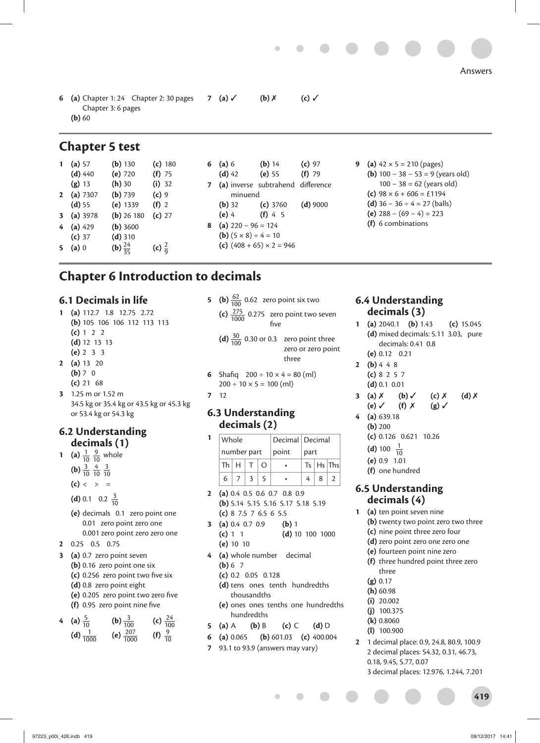6 **(a)** Chapter 1: 24 Chapter 2: 30 pages Chapter 3: 6 pages
**(b)** 60

7 **(a)** ✓ **(b)** ✗ **(c)** ✓

## Chapter 5 test

1 **(a)** 57 **(b)** 130 **(c)** 180
**(d)** 440 **(e)** 720 **(f)** 75
**(g)** 13 **(h)** 30 **(i)** 32

2 **(a)** 7307 **(b)** 739 **(c)** 9
**(d)** 55 **(e)** 1339 **(f)** 2

3 **(a)** 3978 **(b)** 26 180 **(c)** 27

4 **(a)** 429 **(b)** 3600
**(c)** 37 **(d)** 310

5 **(a)** 0 **(b)** $\frac{24}{35}$ **(c)** $\frac{2}{9}$

6 **(a)** 6 **(b)** 14 **(c)** 97
**(d)** 42 **(e)** 55 **(f)** 79

7 **(a)** inverse subtrahend difference minuend
**(b)** 32 **(c)** 3760 **(d)** 9000
**(e)** 4 **(f)** 4 5

8 **(a)** 220 − 96 = 124
**(b)** (5 × 8) ÷ 4 = 10
**(c)** (408 + 65) × 2 = 946

9 **(a)** 42 × 5 = 210 (pages)
**(b)** 100 − 38 − 53 = 9 (years old)
100 − 38 = 62 (years old)
**(c)** 98 × 6 + 606 = £1194
**(d)** 36 − 36 ÷ 4 = 27 (balls)
**(e)** 288 − (69 − 4) = 223
**(f)** 6 combinations

## Chapter 6 Introduction to decimals

### 6.1 Decimals in life

1 **(a)** 112.7 1.8 12.75 2.72
**(b)** 105 106 106 112 113 113
**(c)** 1 2 2
**(d)** 12 13 13
**(e)** 2 3 3

2 **(a)** 13 20
**(b)** 7 0
**(c)** 21 68

3 1.25 m or 1.52 m
34.5 kg or 35.4 kg or 43.5 kg or 45.3 kg or 53.4 kg or 54.3 kg

### 6.2 Understanding decimals (1)

1 **(a)** $\frac{1}{10}$ $\frac{9}{10}$ whole
**(b)** $\frac{3}{10}$ $\frac{4}{10}$ $\frac{3}{10}$
**(c)** < > =
**(d)** 0.1 0.2 $\frac{3}{10}$
**(e)** decimals 0.1 zero point one
0.01 zero point zero one
0.001 zero point zero zero one

2 0.25 0.5 0.75

3 **(a)** 0.7 zero point seven
**(b)** 0.16 zero point one six
**(c)** 0.256 zero point two five six
**(d)** 0.8 zero point eight
**(e)** 0.205 zero point two zero five
**(f)** 0.95 zero point nine five

4 **(a)** $\frac{5}{10}$ **(b)** $\frac{3}{100}$ **(c)** $\frac{24}{100}$
**(d)** $\frac{1}{1000}$ **(e)** $\frac{207}{1000}$ **(f)** $\frac{9}{10}$

5 **(b)** $\frac{62}{100}$ 0.62 zero point six two
**(c)** $\frac{275}{1000}$ 0.275 zero point two seven five
**(d)** $\frac{30}{100}$ 0.30 or 0.3 zero point three zero or zero point three

6 Shafiq 200 ÷ 10 × 4 = 80 (ml)
200 ÷ 10 × 5 = 100 (ml)

7 12

### 6.3 Understanding decimals (2)

1

| Whole number part | | | | Decimal point | Decimal part | | |
|---|---|---|---|---|---|---|---|
| Th | H | T | O | • | Ts | Hs | Ths |
| 6 | 7 | 3 | 5 | • | 4 | 8 | 2 |

2 **(a)** 0.4 0.5 0.6 0.7 0.8 0.9
**(b)** 5.14 5.15 5.16 5.17 5.18 5.19
**(c)** 8 7.5 7 6.5 6 5.5

3 **(a)** 0.4 0.7 0.9 **(b)** 1
**(c)** 1 1 **(d)** 10 100 1000
**(e)** 10 10

4 **(a)** whole number decimal
**(b)** 6 7
**(c)** 0.2 0.05 0.128
**(d)** tens ones tenth hundredths thousandths
**(e)** ones ones tenths one hundredths hundredths

5 **(a)** A **(b)** B **(c)** C **(d)** D

6 **(a)** 0.065 **(b)** 601.03 **(c)** 400.004

7 93.1 to 93.9 (answers may vary)

### 6.4 Understanding decimals (3)

1 **(a)** 2040.1 **(b)** 1.43 **(c)** 15.045
**(d)** mixed decimals: 5.11 3.03, pure decimals: 0.41 0.8
**(e)** 0.12 0.21

2 **(b)** 4 4 8
**(c)** 8 2 5 7
**(d)** 0.1 0.01

3 **(a)** ✗ **(b)** ✓ **(c)** ✗ **(d)** ✗
**(e)** ✓ **(f)** ✗ **(g)** ✓

4 **(a)** 639.18
**(b)** 200
**(c)** 0.126 0.621 10.26
**(d)** 100 $\frac{1}{10}$
**(e)** 0.9 1.01
**(f)** one hundred

### 6.5 Understanding decimals (4)

1 **(a)** ten point seven nine
**(b)** twenty two point zero two three
**(c)** nine point three zero four
**(d)** zero point zero one zero one
**(e)** fourteen point nine zero
**(f)** three hundred point three zero three
**(g)** 0.17
**(h)** 60.98
**(i)** 20.002
**(j)** 100.375
**(k)** 0.8060
**(l)** 100.900

2 1 decimal place: 0.9, 24.8, 80.9, 100.9
2 decimal places: 54.32, 0.31, 46.73, 0.18, 9.45, 5.77, 0.07
3 decimal places: 12.976, 1.244, 7.201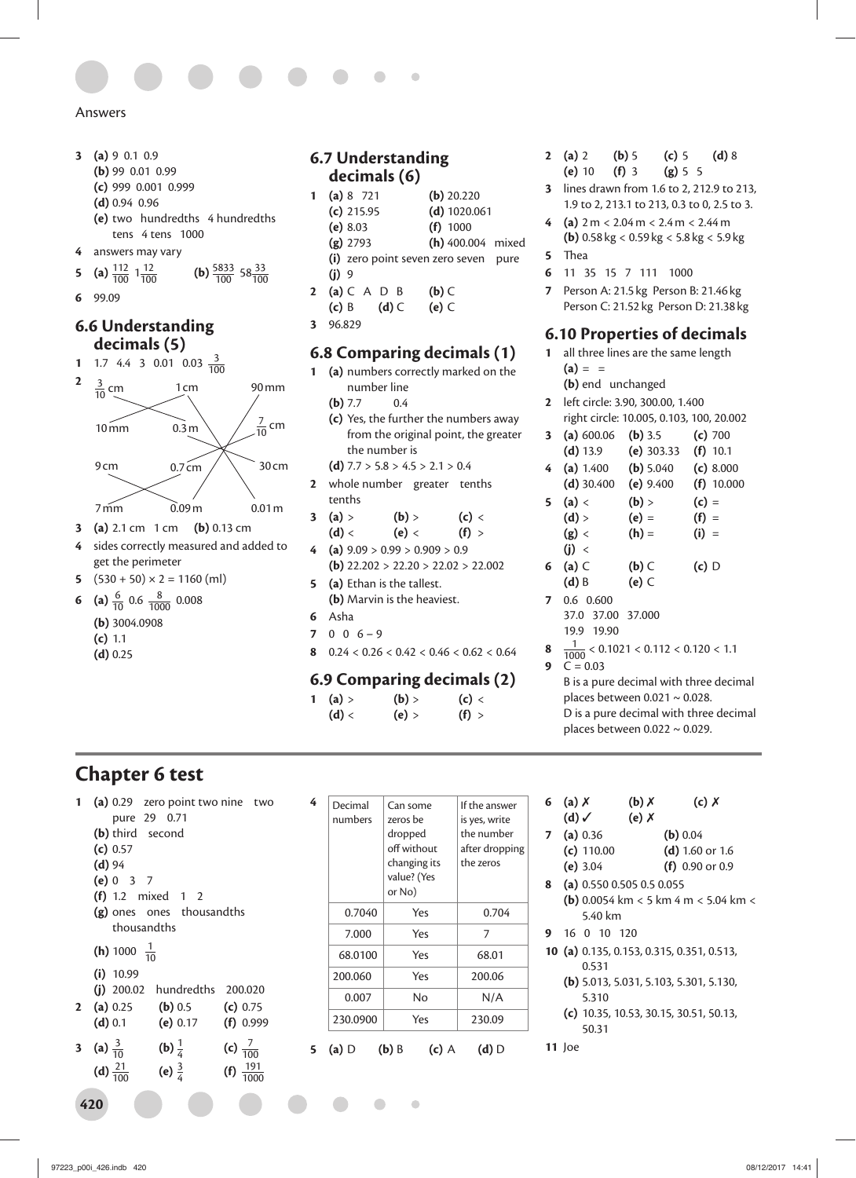Answers

3 (a) 9 0.1 0.9
(b) 99 0.01 0.99
(c) 999 0.001 0.999
(d) 0.94 0.96
(e) two hundredths 4 hundredths tens 4 tens 1000

4 answers may vary

5 (a) $\frac{112}{100}$ $1\frac{12}{100}$ (b) $\frac{5833}{100}$ $58\frac{33}{100}$

6 99.09

## 6.6 Understanding decimals (5)

1 1.7 4.4 3 0.01 0.03 $\frac{3}{100}$

2
$\frac{3}{10}$ cm 1 cm 90 mm
10 mm 0.3 m $\frac{7}{10}$ cm
9 cm 0.7 cm 30 cm
7 mm 0.09 m 0.01 m

3 (a) 2.1 cm 1 cm (b) 0.13 cm

4 sides correctly measured and added to get the perimeter

5 $(530 + 50) \times 2 = 1160$ (ml)

6 (a) $\frac{6}{10}$ 0.6 $\frac{8}{1000}$ 0.008
(b) 3004.0908
(c) 1.1
(d) 0.25

## 6.7 Understanding decimals (6)

1 (a) 8 721 (b) 20.220
(c) 215.95 (d) 1020.061
(e) 8.03 (f) 1000
(g) 2793 (h) 400.004 mixed
(i) zero point seven zero seven pure
(j) 9

2 (a) C A D B (b) C
(c) B (d) C (e) C

3 96.829

## 6.8 Comparing decimals (1)

1 (a) numbers correctly marked on the number line
(b) 7.7 0.4
(c) Yes, the further the numbers away from the original point, the greater the number is
(d) $7.7 > 5.8 > 4.5 > 2.1 > 0.4$

2 whole number greater tenths tenths

3 (a) > (b) > (c) <
(d) < (e) < (f) >

4 (a) $9.09 > 0.99 > 0.909 > 0.9$
(b) $22.202 > 22.20 > 22.02 > 22.002$

5 (a) Ethan is the tallest.
(b) Marvin is the heaviest.

6 Asha

7 0 0 6 – 9

8 $0.24 < 0.26 < 0.42 < 0.46 < 0.62 < 0.64$

## 6.9 Comparing decimals (2)

1 (a) > (b) > (c) <
(d) < (e) > (f) >

2 (a) 2 (b) 5 (c) 5 (d) 8
(e) 10 (f) 3 (g) 5 5

3 lines drawn from 1.6 to 2, 212.9 to 213, 1.9 to 2, 213.1 to 213, 0.3 to 0, 2.5 to 3.

4 (a) $2\,\text{m} < 2.04\,\text{m} < 2.4\,\text{m} < 2.44\,\text{m}$
(b) $0.58\,\text{kg} < 0.59\,\text{kg} < 5.8\,\text{kg} < 5.9\,\text{kg}$

5 Thea

6 11 35 15 7 111 1000

7 Person A: 21.5 kg Person B: 21.46 kg
Person C: 21.52 kg Person D: 21.38 kg

## 6.10 Properties of decimals

1 all three lines are the same length
(a) = =
(b) end unchanged

2 left circle: 3.90, 300.00, 1.400
right circle: 10.005, 0.103, 100, 20.002

3 (a) 600.06 (b) 3.5 (c) 700
(d) 13.9 (e) 303.33 (f) 10.1

4 (a) 1.400 (b) 5.040 (c) 8.000
(d) 30.400 (e) 9.400 (f) 10.000

5 (a) < (b) > (c) =
(d) > (e) = (f) =
(g) < (h) = (i) =
(j) <

6 (a) C (b) C (c) D
(d) B (e) C

7 0.6 0.600
37.0 37.00 37.000
19.9 19.90

8 $\frac{1}{1000} < 0.1021 < 0.112 < 0.120 < 1.1$

9 C = 0.03
B is a pure decimal with three decimal places between 0.021 ~ 0.028.
D is a pure decimal with three decimal places between 0.022 ~ 0.029.

# Chapter 6 test

1 (a) 0.29 zero point two nine two pure 29 0.71
(b) third second
(c) 0.57
(d) 94
(e) 0 3 7
(f) 1.2 mixed 1 2
(g) ones ones thousandths thousandths
(h) 1000 $\frac{1}{10}$
(i) 10.99
(j) 200.02 hundredths 200.020

2 (a) 0.25 (b) 0.5 (c) 0.75
(d) 0.1 (e) 0.17 (f) 0.999

3 (a) $\frac{3}{10}$ (b) $\frac{1}{4}$ (c) $\frac{7}{100}$
(d) $\frac{21}{100}$ (e) $\frac{3}{4}$ (f) $\frac{191}{1000}$

4

| Decimal numbers | Can some zeros be dropped off without changing its value? (Yes or No) | If the answer is yes, write the number after dropping the zeros |
|---|---|---|
| 0.7040 | Yes | 0.704 |
| 7.000 | Yes | 7 |
| 68.0100 | Yes | 68.01 |
| 200.060 | Yes | 200.06 |
| 0.007 | No | N/A |
| 230.0900 | Yes | 230.09 |

5 (a) D (b) B (c) A (d) D

6 (a) ✗ (b) ✗ (c) ✗
(d) ✓ (e) ✗

7 (a) 0.36 (b) 0.04
(c) 110.00 (d) 1.60 or 1.6
(e) 3.04 (f) 0.90 or 0.9

8 (a) 0.550 0.505 0.5 0.055
(b) $0.0054\,\text{km} < 5\,\text{km}\ 4\,\text{m} < 5.04\,\text{km} < 5.40\,\text{km}$

9 16 0 10 120

10 (a) 0.135, 0.153, 0.315, 0.351, 0.513, 0.531
(b) 5.013, 5.031, 5.103, 5.301, 5.130, 5.310
(c) 10.35, 10.53, 30.15, 30.51, 50.13, 50.31

11 Joe